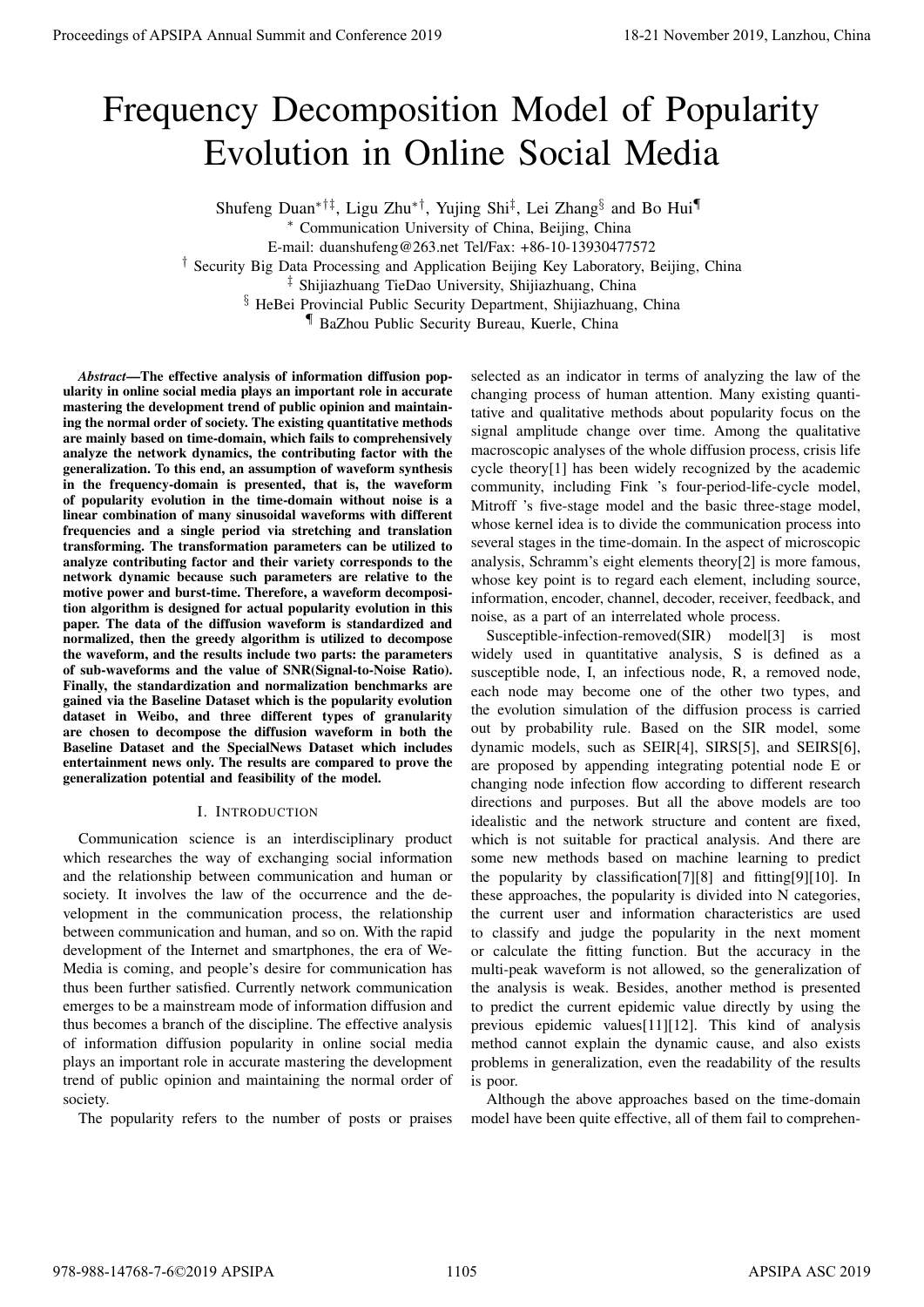# Frequency Decomposition Model of Popularity Evolution in Online Social Media

Shufeng Duan[*†‡], Ligu Zhu[*†], Yujing Shi[‡], Lei Zhang[§] and Bo Hui[¶]

[*] Communication University of China, Beijing, China

E-mail: duanshufeng@263.net Tel/Fax: +86-10-13930477572

[†] Security Big Data Processing and Application Beijing Key Laboratory, Beijing, China

[‡] Shijiazhuang TieDao University, Shijiazhuang, China

[§] HeBei Provincial Public Security Department, Shijiazhuang, China

[¶] BaZhou Public Security Bureau, Kuerle, China

***Abstract*—The effective analysis of information diffusion popularity in online social media plays an important role in accurate mastering the development trend of public opinion and maintaining the normal order of society. The existing quantitative methods are mainly based on time-domain, which fails to comprehensively analyze the network dynamics, the contributing factor with the generalization. To this end, an assumption of waveform synthesis in the frequency-domain is presented, that is, the waveform of popularity evolution in the time-domain without noise is a linear combination of many sinusoidal waveforms with different frequencies and a single period via stretching and translation transforming. The transformation parameters can be utilized to analyze contributing factor and their variety corresponds to the network dynamic because such parameters are relative to the motive power and burst-time. Therefore, a waveform decomposition algorithm is designed for actual popularity evolution in this paper. The data of the diffusion waveform is standardized and normalized, then the greedy algorithm is utilized to decompose the waveform, and the results include two parts: the parameters of sub-waveforms and the value of SNR(Signal-to-Noise Ratio). Finally, the standardization and normalization benchmarks are gained via the Baseline Dataset which is the popularity evolution dataset in Weibo, and three different types of granularity are chosen to decompose the diffusion waveform in both the Baseline Dataset and the SpecialNews Dataset which includes entertainment news only. The results are compared to prove the generalization potential and feasibility of the model.**

## I. Introduction

Communication science is an interdisciplinary product which researches the way of exchanging social information and the relationship between communication and human or society. It involves the law of the occurrence and the development in the communication process, the relationship between communication and human, and so on. With the rapid development of the Internet and smartphones, the era of We-Media is coming, and people's desire for communication has thus been further satisfied. Currently network communication emerges to be a mainstream mode of information diffusion and thus becomes a branch of the discipline. The effective analysis of information diffusion popularity in online social media plays an important role in accurate mastering the development trend of public opinion and maintaining the normal order of society.

The popularity refers to the number of posts or praises selected as an indicator in terms of analyzing the law of the changing process of human attention. Many existing quantitative and qualitative methods about popularity focus on the signal amplitude change over time. Among the qualitative macroscopic analyses of the whole diffusion process, crisis life cycle theory[1] has been widely recognized by the academic community, including Fink 's four-period-life-cycle model, Mitroff 's five-stage model and the basic three-stage model, whose kernel idea is to divide the communication process into several stages in the time-domain. In the aspect of microscopic analysis, Schramm's eight elements theory[2] is more famous, whose key point is to regard each element, including source, information, encoder, channel, decoder, receiver, feedback, and noise, as a part of an interrelated whole process.

Susceptible-infection-removed(SIR) model[3] is most widely used in quantitative analysis, S is defined as a susceptible node, I, an infectious node, R, a removed node, each node may become one of the other two types, and the evolution simulation of the diffusion process is carried out by probability rule. Based on the SIR model, some dynamic models, such as SEIR[4], SIRS[5], and SEIRS[6], are proposed by appending integrating potential node E or changing node infection flow according to different research directions and purposes. But all the above models are too idealistic and the network structure and content are fixed, which is not suitable for practical analysis. And there are some new methods based on machine learning to predict the popularity by classification[7][8] and fitting[9][10]. In these approaches, the popularity is divided into N categories, the current user and information characteristics are used to classify and judge the popularity in the next moment or calculate the fitting function. But the accuracy in the multi-peak waveform is not allowed, so the generalization of the analysis is weak. Besides, another method is presented to predict the current epidemic value directly by using the previous epidemic values[11][12]. This kind of analysis method cannot explain the dynamic cause, and also exists problems in generalization, even the readability of the results is poor.

Although the above approaches based on the time-domain model have been quite effective, all of them fail to comprehen-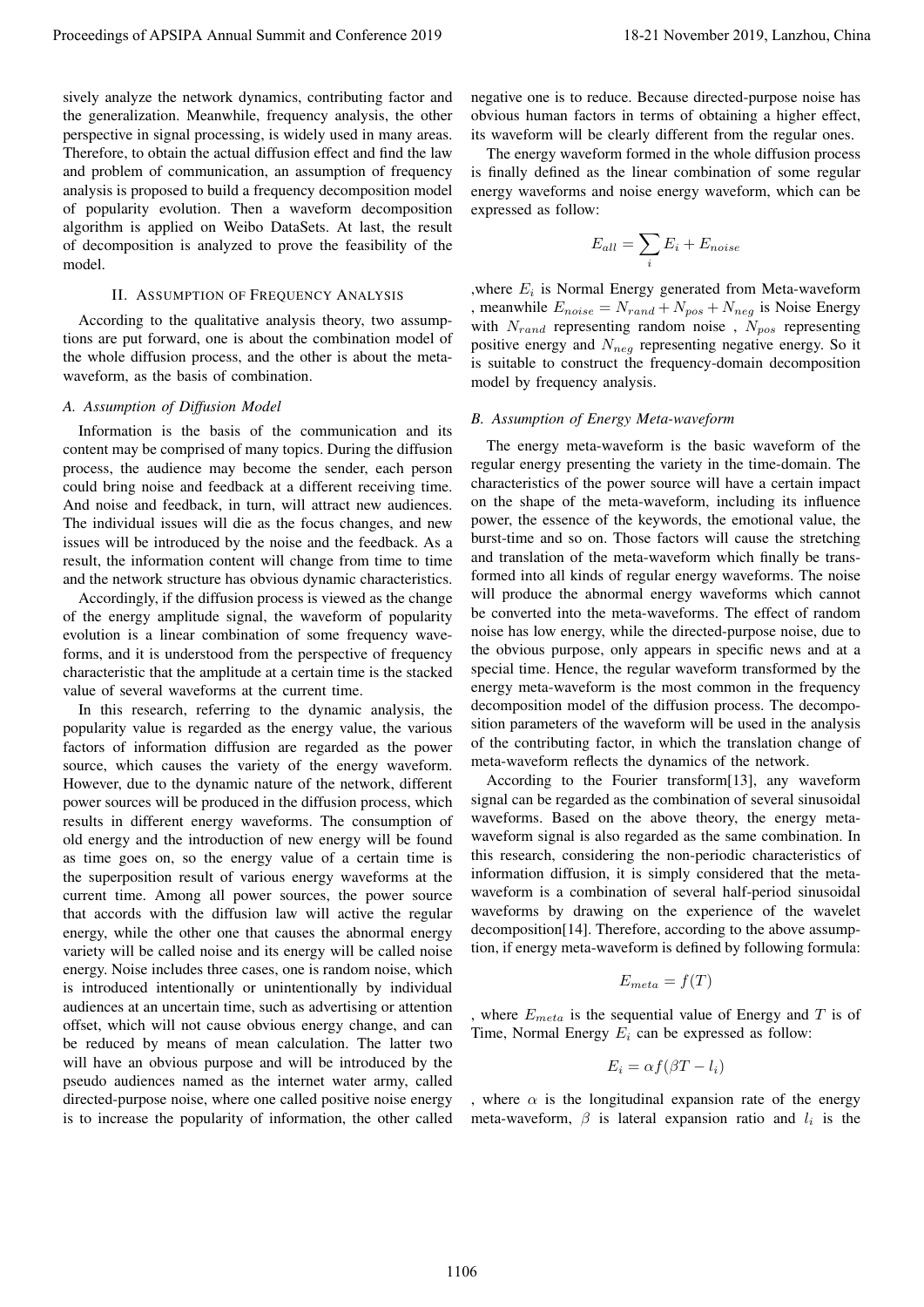sively analyze the network dynamics, contributing factor and the generalization. Meanwhile, frequency analysis, the other perspective in signal processing, is widely used in many areas. Therefore, to obtain the actual diffusion effect and find the law and problem of communication, an assumption of frequency analysis is proposed to build a frequency decomposition model of popularity evolution. Then a waveform decomposition algorithm is applied on Weibo DataSets. At last, the result of decomposition is analyzed to prove the feasibility of the model.

## II. Assumption of Frequency Analysis

According to the qualitative analysis theory, two assumptions are put forward, one is about the combination model of the whole diffusion process, and the other is about the meta-waveform, as the basis of combination.

### A. Assumption of Diffusion Model

Information is the basis of the communication and its content may be comprised of many topics. During the diffusion process, the audience may become the sender, each person could bring noise and feedback at a different receiving time. And noise and feedback, in turn, will attract new audiences. The individual issues will die as the focus changes, and new issues will be introduced by the noise and the feedback. As a result, the information content will change from time to time and the network structure has obvious dynamic characteristics.

Accordingly, if the diffusion process is viewed as the change of the energy amplitude signal, the waveform of popularity evolution is a linear combination of some frequency waveforms, and it is understood from the perspective of frequency characteristic that the amplitude at a certain time is the stacked value of several waveforms at the current time.

In this research, referring to the dynamic analysis, the popularity value is regarded as the energy value, the various factors of information diffusion are regarded as the power source, which causes the variety of the energy waveform. However, due to the dynamic nature of the network, different power sources will be produced in the diffusion process, which results in different energy waveforms. The consumption of old energy and the introduction of new energy will be found as time goes on, so the energy value of a certain time is the superposition result of various energy waveforms at the current time. Among all power sources, the power source that accords with the diffusion law will active the regular energy, while the other one that causes the abnormal energy variety will be called noise and its energy will be called noise energy. Noise includes three cases, one is random noise, which is introduced intentionally or unintentionally by individual audiences at an uncertain time, such as advertising or attention offset, which will not cause obvious energy change, and can be reduced by means of mean calculation. The latter two will have an obvious purpose and will be introduced by the pseudo audiences named as the internet water army, called directed-purpose noise, where one called positive noise energy is to increase the popularity of information, the other called negative one is to reduce. Because directed-purpose noise has obvious human factors in terms of obtaining a higher effect, its waveform will be clearly different from the regular ones.

The energy waveform formed in the whole diffusion process is finally defined as the linear combination of some regular energy waveforms and noise energy waveform, which can be expressed as follow:

$$E_{all} = \sum_{i} E_i + E_{noise}$$

,where $E_i$ is Normal Energy generated from Meta-waveform , meanwhile $E_{noise} = N_{rand} + N_{pos} + N_{neg}$ is Noise Energy with $N_{rand}$ representing random noise , $N_{pos}$ representing positive energy and $N_{neg}$ representing negative energy. So it is suitable to construct the frequency-domain decomposition model by frequency analysis.

### B. Assumption of Energy Meta-waveform

The energy meta-waveform is the basic waveform of the regular energy presenting the variety in the time-domain. The characteristics of the power source will have a certain impact on the shape of the meta-waveform, including its influence power, the essence of the keywords, the emotional value, the burst-time and so on. Those factors will cause the stretching and translation of the meta-waveform which finally be transformed into all kinds of regular energy waveforms. The noise will produce the abnormal energy waveforms which cannot be converted into the meta-waveforms. The effect of random noise has low energy, while the directed-purpose noise, due to the obvious purpose, only appears in specific news and at a special time. Hence, the regular waveform transformed by the energy meta-waveform is the most common in the frequency decomposition model of the diffusion process. The decomposition parameters of the waveform will be used in the analysis of the contributing factor, in which the translation change of meta-waveform reflects the dynamics of the network.

According to the Fourier transform[13], any waveform signal can be regarded as the combination of several sinusoidal waveforms. Based on the above theory, the energy meta-waveform signal is also regarded as the same combination. In this research, considering the non-periodic characteristics of information diffusion, it is simply considered that the meta-waveform is a combination of several half-period sinusoidal waveforms by drawing on the experience of the wavelet decomposition[14]. Therefore, according to the above assumption, if energy meta-waveform is defined by following formula:

$$E_{meta} = f(T)$$

, where $E_{meta}$ is the sequential value of Energy and $T$ is of Time, Normal Energy $E_i$ can be expressed as follow:

$$E_i = \alpha f(\beta T - l_i)$$

, where $\alpha$ is the longitudinal expansion rate of the energy meta-waveform, $\beta$ is lateral expansion ratio and $l_i$ is the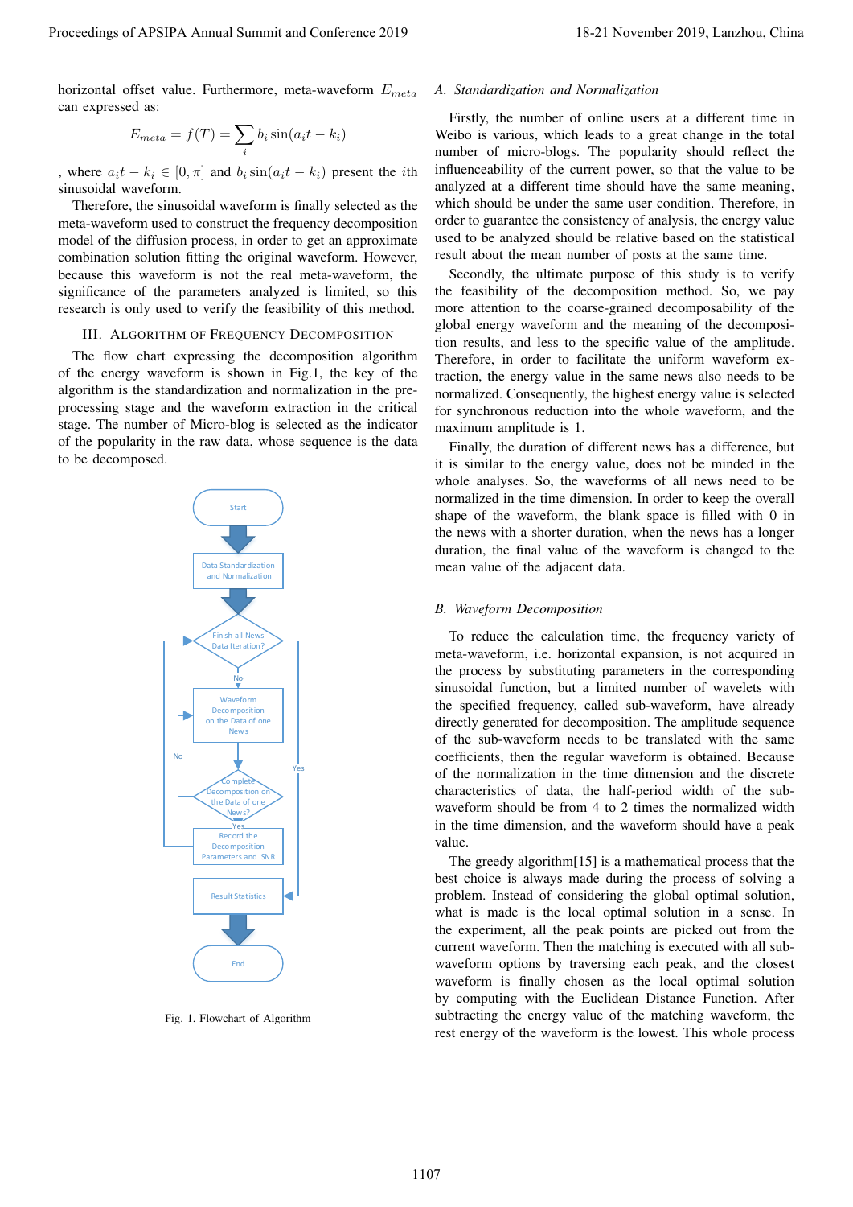horizontal offset value. Furthermore, meta-waveform $E_{meta}$ can expressed as:

$$E_{meta} = f(T) = \sum_i b_i \sin(a_i t - k_i)$$

, where $a_i t - k_i \in [0, \pi]$ and $b_i \sin(a_i t - k_i)$ present the $i$th sinusoidal waveform.

Therefore, the sinusoidal waveform is finally selected as the meta-waveform used to construct the frequency decomposition model of the diffusion process, in order to get an approximate combination solution fitting the original waveform. However, because this waveform is not the real meta-waveform, the significance of the parameters analyzed is limited, so this research is only used to verify the feasibility of this method.

## III. Algorithm of Frequency Decomposition

The flow chart expressing the decomposition algorithm of the energy waveform is shown in Fig.1, the key of the algorithm is the standardization and normalization in the preprocessing stage and the waveform extraction in the critical stage. The number of Micro-blog is selected as the indicator of the popularity in the raw data, whose sequence is the data to be decomposed.

Fig. 1. Flowchart of Algorithm

### A. Standardization and Normalization

Firstly, the number of online users at a different time in Weibo is various, which leads to a great change in the total number of micro-blogs. The popularity should reflect the influenceability of the current power, so that the value to be analyzed at a different time should have the same meaning, which should be under the same user condition. Therefore, in order to guarantee the consistency of analysis, the energy value used to be analyzed should be relative based on the statistical result about the mean number of posts at the same time.

Secondly, the ultimate purpose of this study is to verify the feasibility of the decomposition method. So, we pay more attention to the coarse-grained decomposability of the global energy waveform and the meaning of the decomposition results, and less to the specific value of the amplitude. Therefore, in order to facilitate the uniform waveform extraction, the energy value in the same news also needs to be normalized. Consequently, the highest energy value is selected for synchronous reduction into the whole waveform, and the maximum amplitude is 1.

Finally, the duration of different news has a difference, but it is similar to the energy value, does not be minded in the whole analyses. So, the waveforms of all news need to be normalized in the time dimension. In order to keep the overall shape of the waveform, the blank space is filled with 0 in the news with a shorter duration, when the news has a longer duration, the final value of the waveform is changed to the mean value of the adjacent data.

### B. Waveform Decomposition

To reduce the calculation time, the frequency variety of meta-waveform, i.e. horizontal expansion, is not acquired in the process by substituting parameters in the corresponding sinusoidal function, but a limited number of wavelets with the specified frequency, called sub-waveform, have already directly generated for decomposition. The amplitude sequence of the sub-waveform needs to be translated with the same coefficients, then the regular waveform is obtained. Because of the normalization in the time dimension and the discrete characteristics of data, the half-period width of the sub-waveform should be from 4 to 2 times the normalized width in the time dimension, and the waveform should have a peak value.

The greedy algorithm[15] is a mathematical process that the best choice is always made during the process of solving a problem. Instead of considering the global optimal solution, what is made is the local optimal solution in a sense. In the experiment, all the peak points are picked out from the current waveform. Then the matching is executed with all sub-waveform options by traversing each peak, and the closest waveform is finally chosen as the local optimal solution by computing with the Euclidean Distance Function. After subtracting the energy value of the matching waveform, the rest energy of the waveform is the lowest. This whole process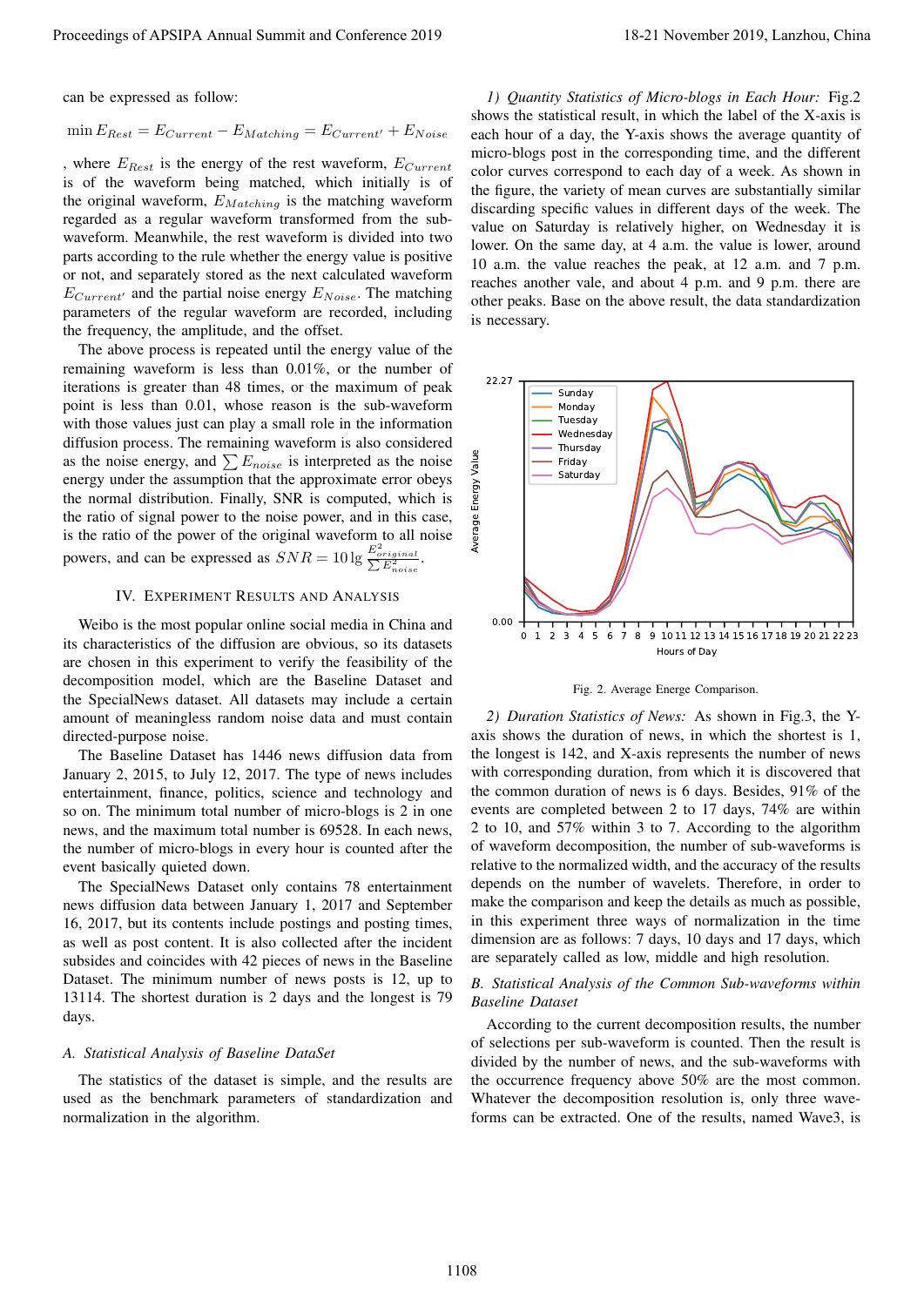can be expressed as follow:

$$\min E_{Rest} = E_{Current} - E_{Matching} = E_{Current'} + E_{Noise}$$

, where $E_{Rest}$ is the energy of the rest waveform, $E_{Current}$ is of the waveform being matched, which initially is of the original waveform, $E_{Matching}$ is the matching waveform regarded as a regular waveform transformed from the sub-waveform. Meanwhile, the rest waveform is divided into two parts according to the rule whether the energy value is positive or not, and separately stored as the next calculated waveform $E_{Current'}$ and the partial noise energy $E_{Noise}$. The matching parameters of the regular waveform are recorded, including the frequency, the amplitude, and the offset.

The above process is repeated until the energy value of the remaining waveform is less than 0.01%, or the number of iterations is greater than 48 times, or the maximum of peak point is less than 0.01, whose reason is the sub-waveform with those values just can play a small role in the information diffusion process. The remaining waveform is also considered as the noise energy, and $\sum E_{noise}$ is interpreted as the noise energy under the assumption that the approximate error obeys the normal distribution. Finally, SNR is computed, which is the ratio of signal power to the noise power, and in this case, is the ratio of the power of the original waveform to all noise powers, and can be expressed as $SNR = 10\lg\frac{E^2_{original}}{\sum E^2_{noise}}$.

## IV. Experiment Results and Analysis

Weibo is the most popular online social media in China and its characteristics of the diffusion are obvious, so its datasets are chosen in this experiment to verify the feasibility of the decomposition model, which are the Baseline Dataset and the SpecialNews dataset. All datasets may include a certain amount of meaningless random noise data and must contain directed-purpose noise.

The Baseline Dataset has 1446 news diffusion data from January 2, 2015, to July 12, 2017. The type of news includes entertainment, finance, politics, science and technology and so on. The minimum total number of micro-blogs is 2 in one news, and the maximum total number is 69528. In each news, the number of micro-blogs in every hour is counted after the event basically quieted down.

The SpecialNews Dataset only contains 78 entertainment news diffusion data between January 1, 2017 and September 16, 2017, but its contents include postings and posting times, as well as post content. It is also collected after the incident subsides and coincides with 42 pieces of news in the Baseline Dataset. The minimum number of news posts is 12, up to 13114. The shortest duration is 2 days and the longest is 79 days.

### A. Statistical Analysis of Baseline DataSet

The statistics of the dataset is simple, and the results are used as the benchmark parameters of standardization and normalization in the algorithm.

*1) Quantity Statistics of Micro-blogs in Each Hour:* Fig.2 shows the statistical result, in which the label of the X-axis is each hour of a day, the Y-axis shows the average quantity of micro-blogs post in the corresponding time, and the different color curves correspond to each day of a week. As shown in the figure, the variety of mean curves are substantially similar discarding specific values in different days of the week. The value on Saturday is relatively higher, on Wednesday it is lower. On the same day, at 4 a.m. the value is lower, around 10 a.m. the value reaches the peak, at 12 a.m. and 7 p.m. reaches another vale, and about 4 p.m. and 9 p.m. there are other peaks. Base on the above result, the data standardization is necessary.

Fig. 2. Average Energe Comparison.

*2) Duration Statistics of News:* As shown in Fig.3, the Y-axis shows the duration of news, in which the shortest is 1, the longest is 142, and X-axis represents the number of news with corresponding duration, from which it is discovered that the common duration of news is 6 days. Besides, 91% of the events are completed between 2 to 17 days, 74% are within 2 to 10, and 57% within 3 to 7. According to the algorithm of waveform decomposition, the number of sub-waveforms is relative to the normalized width, and the accuracy of the results depends on the number of wavelets. Therefore, in order to make the comparison and keep the details as much as possible, in this experiment three ways of normalization in the time dimension are as follows: 7 days, 10 days and 17 days, which are separately called as low, middle and high resolution.

### B. Statistical Analysis of the Common Sub-waveforms within Baseline Dataset

According to the current decomposition results, the number of selections per sub-waveform is counted. Then the result is divided by the number of news, and the sub-waveforms with the occurrence frequency above 50% are the most common. Whatever the decomposition resolution is, only three waveforms can be extracted. One of the results, named Wave3, is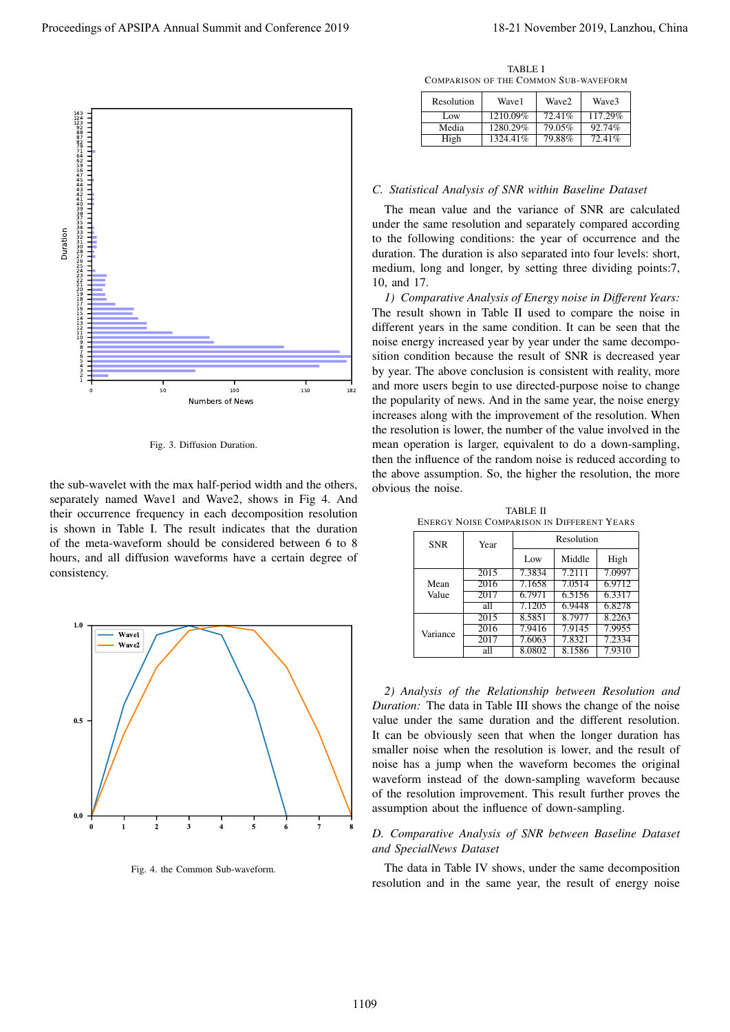Fig. 3. Diffusion Duration.

the sub-wavelet with the max half-period width and the others, separately named Wave1 and Wave2, shows in Fig 4. And their occurrence frequency in each decomposition resolution is shown in Table I. The result indicates that the duration of the meta-waveform should be considered between 6 to 8 hours, and all diffusion waveforms have a certain degree of consistency.

Fig. 4. the Common Sub-waveform.

TABLE I
COMPARISON OF THE COMMON SUB-WAVEFORM

| Resolution | Wave1 | Wave2 | Wave3 |
|---|---|---|---|
| Low | 1210.09% | 72.41% | 117.29% |
| Media | 1280.29% | 79.05% | 92.74% |
| High | 1324.41% | 79.88% | 72.41% |

### C. Statistical Analysis of SNR within Baseline Dataset

The mean value and the variance of SNR are calculated under the same resolution and separately compared according to the following conditions: the year of occurrence and the duration. The duration is also separated into four levels: short, medium, long and longer, by setting three dividing points:7, 10, and 17.

*1) Comparative Analysis of Energy noise in Different Years:* The result shown in Table II used to compare the noise in different years in the same condition. It can be seen that the noise energy increased year by year under the same decomposition condition because the result of SNR is decreased year by year. The above conclusion is consistent with reality, more and more users begin to use directed-purpose noise to change the popularity of news. And in the same year, the noise energy increases along with the improvement of the resolution. When the resolution is lower, the number of the value involved in the mean operation is larger, equivalent to do a down-sampling, then the influence of the random noise is reduced according to the above assumption. So, the higher the resolution, the more obvious the noise.

TABLE II
ENERGY NOISE COMPARISON IN DIFFERENT YEARS

| SNR | Year | Resolution | | |
|---|---|---|---|---|
| | | Low | Middle | High |
| Mean Value | 2015 | 7.3834 | 7.2111 | 7.0997 |
| | 2016 | 7.1658 | 7.0514 | 6.9712 |
| | 2017 | 6.7971 | 6.5156 | 6.3317 |
| | all | 7.1205 | 6.9448 | 6.8278 |
| Variance | 2015 | 8.5851 | 8.7977 | 8.2263 |
| | 2016 | 7.9416 | 7.9145 | 7.9955 |
| | 2017 | 7.6063 | 7.8321 | 7.2334 |
| | all | 8.0802 | 8.1586 | 7.9310 |

*2) Analysis of the Relationship between Resolution and Duration:* The data in Table III shows the change of the noise value under the same duration and the different resolution. It can be obviously seen that when the longer duration has smaller noise when the resolution is lower, and the result of noise has a jump when the waveform becomes the original waveform instead of the down-sampling waveform because of the resolution improvement. This result further proves the assumption about the influence of down-sampling.

### D. Comparative Analysis of SNR between Baseline Dataset and SpecialNews Dataset

The data in Table IV shows, under the same decomposition resolution and in the same year, the result of energy noise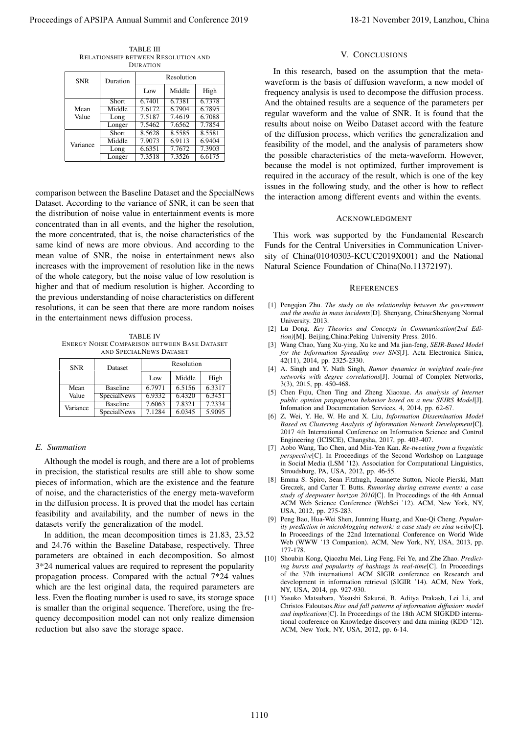TABLE III
RELATIONSHIP BETWEEN RESOLUTION AND DURATION

| SNR | Duration | Resolution | | |
|---|---|---|---|---|
| | | Low | Middle | High |
| Mean Value | Short | 6.7401 | 6.7381 | 6.7378 |
| | Middle | 7.6172 | 6.7904 | 6.7895 |
| | Long | 7.5187 | 7.4619 | 6.7088 |
| | Longer | 7.5462 | 7.6562 | 7.7854 |
| Variance | Short | 8.5628 | 8.5585 | 8.5581 |
| | Middle | 7.9073 | 6.9113 | 6.9404 |
| | Long | 6.6351 | 7.7672 | 7.3903 |
| | Longer | 7.3518 | 7.3526 | 6.6175 |

comparison between the Baseline Dataset and the SpecialNews Dataset. According to the variance of SNR, it can be seen that the distribution of noise value in entertainment events is more concentrated than in all events, and the higher the resolution, the more concentrated, that is, the noise characteristics of the same kind of news are more obvious. And according to the mean value of SNR, the noise in entertainment news also increases with the improvement of resolution like in the news of the whole category, but the noise value of low resolution is higher and that of medium resolution is higher. According to the previous understanding of noise characteristics on different resolutions, it can be seen that there are more random noises in the entertainment news diffusion process.

TABLE IV
ENERGY NOISE COMPARISON BETWEEN BASE DATASET AND SPECIALNEWS DATASET

| SNR | Dataset | Resolution | | |
|---|---|---|---|---|
| | | Low | Middle | High |
| Mean Value | Baseline | 6.7971 | 6.5156 | 6.3317 |
| | SpecialNews | 6.9332 | 6.4320 | 6.3451 |
| Variance | Baseline | 7.6063 | 7.8321 | 7.2334 |
| | SpecialNews | 7.1284 | 6.0345 | 5.9095 |

### *E. Summation*

Although the model is rough, and there are a lot of problems in precision, the statistical results are still able to show some pieces of information, which are the existence and the feature of noise, and the characteristics of the energy meta-waveform in the diffusion process. It is proved that the model has certain feasibility and availability, and the number of news in the datasets verify the generalization of the model.

In addition, the mean decomposition times is 21.83, 23.52 and 24.76 within the Baseline Database, respectively. Three parameters are obtained in each decomposition. So almost 3*24 numerical values are required to represent the popularity propagation process. Compared with the actual 7*24 values which are the lest original data, the required parameters are less. Even the floating number is used to save, its storage space is smaller than the original sequence. Therefore, using the frequency decomposition model can not only realize dimension reduction but also save the storage space.

## V. CONCLUSIONS

In this research, based on the assumption that the meta-waveform is the basis of diffusion waveform, a new model of frequency analysis is used to decompose the diffusion process. And the obtained results are a sequence of the parameters per regular waveform and the value of SNR. It is found that the results about noise on Weibo Dataset accord with the feature of the diffusion process, which verifies the generalization and feasibility of the model, and the analysis of parameters show the possible characteristics of the meta-waveform. However, because the model is not optimized, further improvement is required in the accuracy of the result, which is one of the key issues in the following study, and the other is how to reflect the interaction among different events and within the events.

## ACKNOWLEDGMENT

This work was supported by the Fundamental Research Funds for the Central Universities in Communication University of China(01040303-KCUC2019X001) and the National Natural Science Foundation of China(No.11372197).

## REFERENCES

[1] Pengqian Zhu. *The study on the relationship between the government and the media in mass incidents*[D]. Shenyang, China:Shenyang Normal University. 2013.

[2] Lu Dong. *Key Theories and Concepts in Communication(2nd Edition)*[M]. Beijing,China:Peking University Press. 2016.

[3] Wang Chao, Yang Xu-ying, Xu ke and Ma jian-feng, *SEIR-Based Model for the Information Spreading over SNS*[J]. Acta Electronica Sinica, 42(11), 2014, pp. 2325-2330.

[4] A. Singh and Y. Nath Singh, *Rumor dynamics in weighted scale-free networks with degree correlations*[J]. Journal of Complex Networks, 3(3), 2015, pp. 450-468.

[5] Chen Fuju, Chen Ting and Zheng Xiaoxue. *An analysis of Internet public opinion propagation behavior based on a new SEIRS Model*[J]. Infomation and Documentation Services, 4, 2014, pp. 62-67.

[6] Z. Wei, Y. He, W. He and X. Liu, *Information Dissemination Model Based on Clustering Analysis of Information Network Development*[C]. 2017 4th International Conference on Information Science and Control Engineering (ICISCE), Changsha, 2017, pp. 403-407.

[7] Aobo Wang, Tao Chen, and Min-Yen Kan. *Re-tweeting from a linguistic perspective*[C]. In Proceedings of the Second Workshop on Language in Social Media (LSM '12). Association for Computational Linguistics, Stroudsburg, PA, USA, 2012, pp. 46-55.

[8] Emma S. Spiro, Sean Fitzhugh, Jeannette Sutton, Nicole Pierski, Matt Greczek, and Carter T. Butts. *Rumoring during extreme events: a case study of deepwater horizon 2010*[C]. In Proceedings of the 4th Annual ACM Web Science Conference (WebSci '12). ACM, New York, NY, USA, 2012, pp. 275-283.

[9] Peng Bao, Hua-Wei Shen, Junming Huang, and Xue-Qi Cheng. *Popularity prediction in microblogging network: a case study on sina weibo*[C]. In Proceedings of the 22nd International Conference on World Wide Web (WWW '13 Companion). ACM, New York, NY, USA, 2013, pp. 177-178.

[10] Shoubin Kong, Qiaozhu Mei, Ling Feng, Fei Ye, and Zhe Zhao. *Predicting bursts and popularity of hashtags in real-time*[C]. In Proceedings of the 37th international ACM SIGIR conference on Research and development in information retrieval (SIGIR '14). ACM, New York, NY, USA, 2014, pp. 927-930.

[11] Yasuko Matsubara, Yasushi Sakurai, B. Aditya Prakash, Lei Li, and Christos Faloutsos.*Rise and fall patterns of information diffusion: model and implications*[C]. In Proceedings of the 18th ACM SIGKDD international conference on Knowledge discovery and data mining (KDD '12). ACM, New York, NY, USA, 2012, pp. 6-14.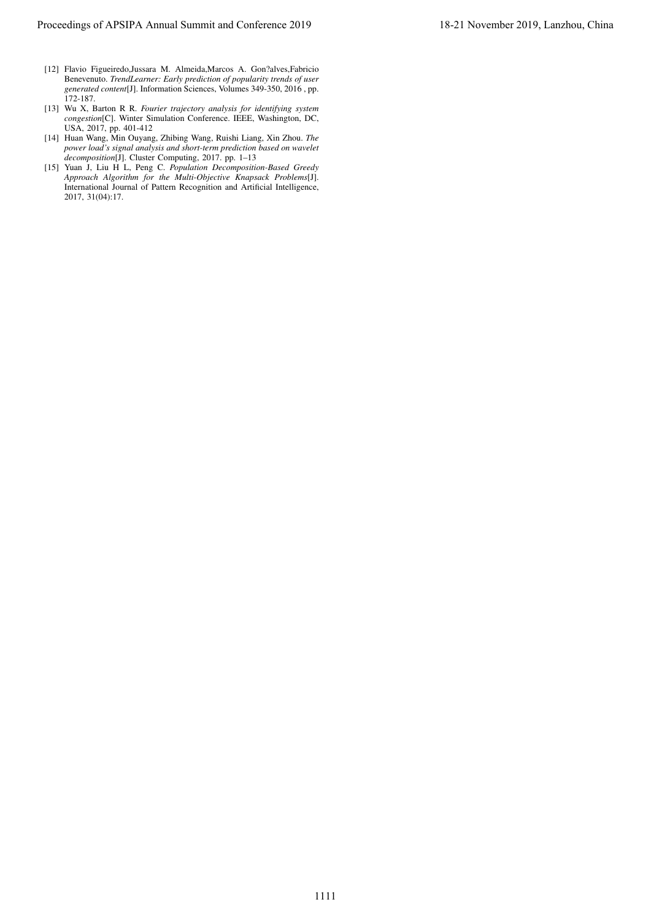[12] Flavio Figueiredo,Jussara M. Almeida,Marcos A. Gon?alves,Fabricio Benevenuto. *TrendLearner: Early prediction of popularity trends of user generated content*[J]. Information Sciences, Volumes 349-350, 2016 , pp. 172-187.

[13] Wu X, Barton R R. *Fourier trajectory analysis for identifying system congestion*[C]. Winter Simulation Conference. IEEE, Washington, DC, USA, 2017, pp. 401-412

[14] Huan Wang, Min Ouyang, Zhibing Wang, Ruishi Liang, Xin Zhou. *The power load's signal analysis and short-term prediction based on wavelet decomposition*[J]. Cluster Computing, 2017. pp. 1–13

[15] Yuan J, Liu H L, Peng C. *Population Decomposition-Based Greedy Approach Algorithm for the Multi-Objective Knapsack Problems*[J]. International Journal of Pattern Recognition and Artificial Intelligence, 2017, 31(04):17.